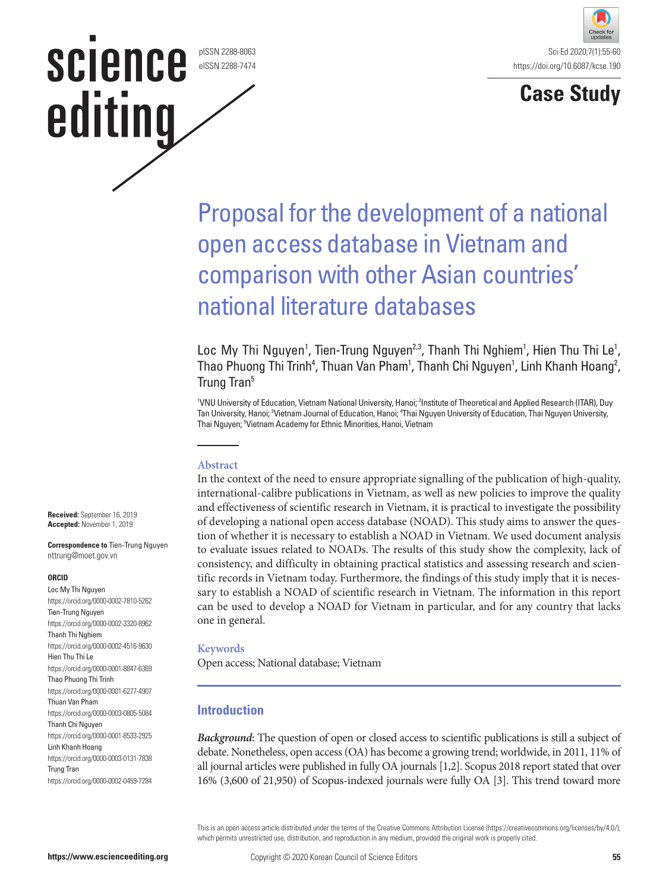Case Study

# Proposal for the development of a national open access database in Vietnam and comparison with other Asian countries' national literature databases

Loc My Thi Nguyen[1], Tien-Trung Nguyen[2,3], Thanh Thi Nghiem[1], Hien Thu Thi Le[1], Thao Phuong Thi Trinh[4], Thuan Van Pham[1], Thanh Chi Nguyen[1], Linh Khanh Hoang[2], Trung Tran[5]

[1]VNU University of Education, Vietnam National University, Hanoi; [2]Institute of Theoretical and Applied Research (ITAR), Duy Tan University, Hanoi; [3]Vietnam Journal of Education, Hanoi; [4]Thai Nguyen University of Education, Thai Nguyen University, Thai Nguyen; [5]Vietnam Academy for Ethnic Minorities, Hanoi, Vietnam

**Received:** September 16, 2019
**Accepted:** November 1, 2019

**Correspondence to** Tien-Trung Nguyen
nttrung@moet.gov.vn

**ORCID**
Loc My Thi Nguyen
https://orcid.org/0000-0002-7810-5262
Tien-Trung Nguyen
https://orcid.org/0000-0002-3320-8962
Thanh Thi Nghiem
https://orcid.org/0000-0002-4516-9630
Hien Thu Thi Le
https://orcid.org/0000-0001-8847-6369
Thao Phuong Thi Trinh
https://orcid.org/0000-0001-6277-4907
Thuan Van Pham
https://orcid.org/0000-0003-0805-5084
Thanh Chi Nguyen
https://orcid.org/0000-0001-8533-2925
Linh Khanh Hoang
https://orcid.org/0000-0003-0131-7838
Trung Tran
https://orcid.org/0000-0002-0459-7284

### Abstract

In the context of the need to ensure appropriate signalling of the publication of high-quality, international-calibre publications in Vietnam, as well as new policies to improve the quality and effectiveness of scientific research in Vietnam, it is practical to investigate the possibility of developing a national open access database (NOAD). This study aims to answer the question of whether it is necessary to establish a NOAD in Vietnam. We used document analysis to evaluate issues related to NOADs. The results of this study show the complexity, lack of consistency, and difficulty in obtaining practical statistics and assessing research and scientific records in Vietnam today. Furthermore, the findings of this study imply that it is necessary to establish a NOAD of scientific research in Vietnam. The information in this report can be used to develop a NOAD for Vietnam in particular, and for any country that lacks one in general.

### Keywords

Open access; National database; Vietnam

## Introduction

***Background***: The question of open or closed access to scientific publications is still a subject of debate. Nonetheless, open access (OA) has become a growing trend; worldwide, in 2011, 11% of all journal articles were published in fully OA journals [1,2]. Scopus 2018 report stated that over 16% (3,600 of 21,950) of Scopus-indexed journals were fully OA [3]. This trend toward more

This is an open access article distributed under the terms of the Creative Commons Attribution License (https://creativecommons.org/licenses/by/4.0/), which permits unrestricted use, distribution, and reproduction in any medium, provided the original work is properly cited.

Copyright © 2020 Korean Council of Science Editors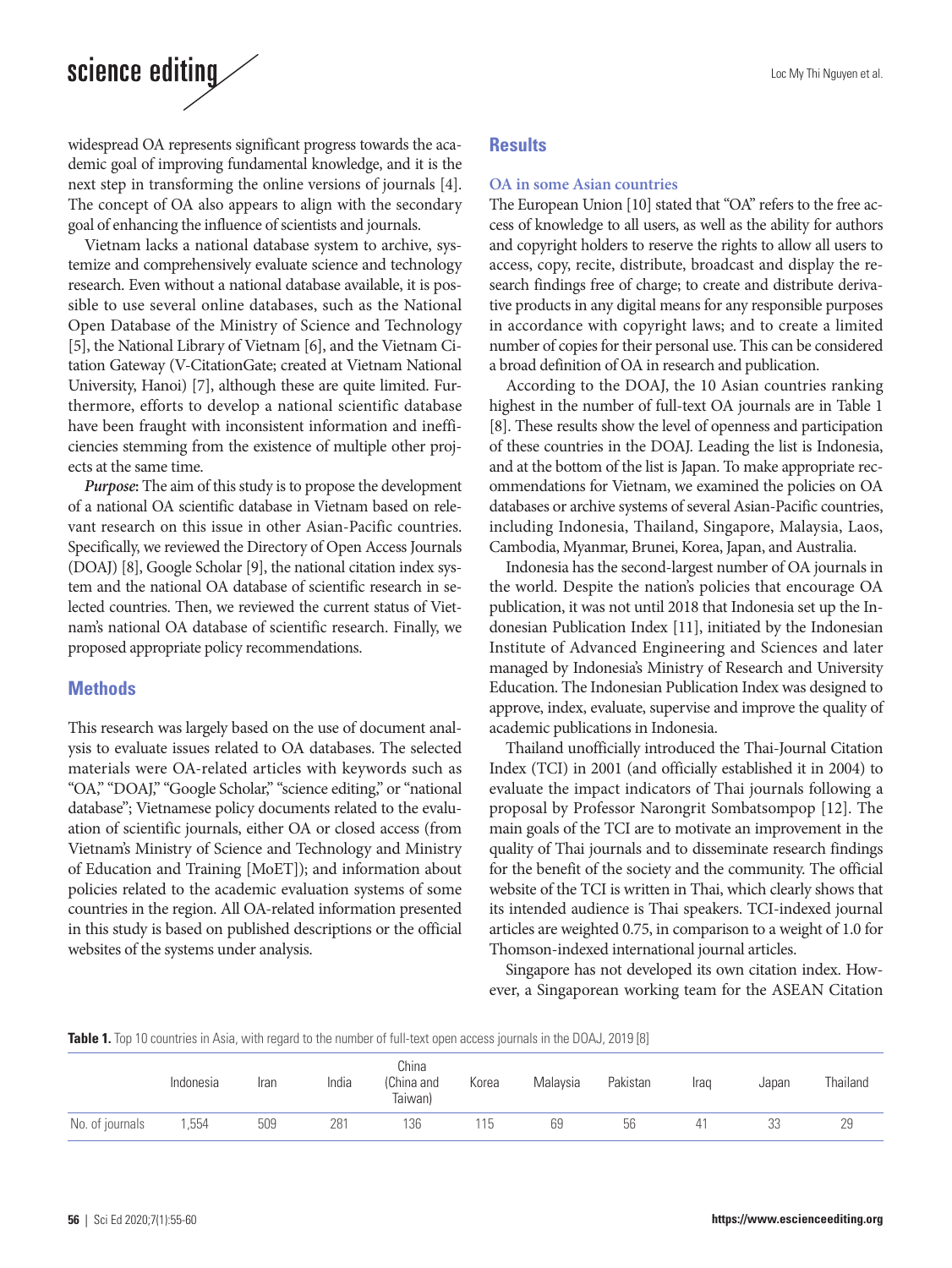widespread OA represents significant progress towards the academic goal of improving fundamental knowledge, and it is the next step in transforming the online versions of journals [4]. The concept of OA also appears to align with the secondary goal of enhancing the influence of scientists and journals.

Vietnam lacks a national database system to archive, systemize and comprehensively evaluate science and technology research. Even without a national database available, it is possible to use several online databases, such as the National Open Database of the Ministry of Science and Technology [5], the National Library of Vietnam [6], and the Vietnam Citation Gateway (V-CitationGate; created at Vietnam National University, Hanoi) [7], although these are quite limited. Furthermore, efforts to develop a national scientific database have been fraught with inconsistent information and inefficiencies stemming from the existence of multiple other projects at the same time.

***Purpose***: The aim of this study is to propose the development of a national OA scientific database in Vietnam based on relevant research on this issue in other Asian-Pacific countries. Specifically, we reviewed the Directory of Open Access Journals (DOAJ) [8], Google Scholar [9], the national citation index system and the national OA database of scientific research in selected countries. Then, we reviewed the current status of Vietnam's national OA database of scientific research. Finally, we proposed appropriate policy recommendations.

## Methods

This research was largely based on the use of document analysis to evaluate issues related to OA databases. The selected materials were OA-related articles with keywords such as "OA," "DOAJ," "Google Scholar," "science editing," or "national database"; Vietnamese policy documents related to the evaluation of scientific journals, either OA or closed access (from Vietnam's Ministry of Science and Technology and Ministry of Education and Training [MoET]); and information about policies related to the academic evaluation systems of some countries in the region. All OA-related information presented in this study is based on published descriptions or the official websites of the systems under analysis.

## Results

### OA in some Asian countries

The European Union [10] stated that "OA" refers to the free access of knowledge to all users, as well as the ability for authors and copyright holders to reserve the rights to allow all users to access, copy, recite, distribute, broadcast and display the research findings free of charge; to create and distribute derivative products in any digital means for any responsible purposes in accordance with copyright laws; and to create a limited number of copies for their personal use. This can be considered a broad definition of OA in research and publication.

According to the DOAJ, the 10 Asian countries ranking highest in the number of full-text OA journals are in Table 1 [8]. These results show the level of openness and participation of these countries in the DOAJ. Leading the list is Indonesia, and at the bottom of the list is Japan. To make appropriate recommendations for Vietnam, we examined the policies on OA databases or archive systems of several Asian-Pacific countries, including Indonesia, Thailand, Singapore, Malaysia, Laos, Cambodia, Myanmar, Brunei, Korea, Japan, and Australia.

Indonesia has the second-largest number of OA journals in the world. Despite the nation's policies that encourage OA publication, it was not until 2018 that Indonesia set up the Indonesian Publication Index [11], initiated by the Indonesian Institute of Advanced Engineering and Sciences and later managed by Indonesia's Ministry of Research and University Education. The Indonesian Publication Index was designed to approve, index, evaluate, supervise and improve the quality of academic publications in Indonesia.

Thailand unofficially introduced the Thai-Journal Citation Index (TCI) in 2001 (and officially established it in 2004) to evaluate the impact indicators of Thai journals following a proposal by Professor Narongrit Sombatsompop [12]. The main goals of the TCI are to motivate an improvement in the quality of Thai journals and to disseminate research findings for the benefit of the society and the community. The official website of the TCI is written in Thai, which clearly shows that its intended audience is Thai speakers. TCI-indexed journal articles are weighted 0.75, in comparison to a weight of 1.0 for Thomson-indexed international journal articles.

Singapore has not developed its own citation index. However, a Singaporean working team for the ASEAN Citation

**Table 1.** Top 10 countries in Asia, with regard to the number of full-text open access journals in the DOAJ, 2019 [8]

| | Indonesia | Iran | India | China (China and Taiwan) | Korea | Malaysia | Pakistan | Iraq | Japan | Thailand |
|---|---|---|---|---|---|---|---|---|---|---|
| No. of journals | 1,554 | 509 | 281 | 136 | 115 | 69 | 56 | 41 | 33 | 29 |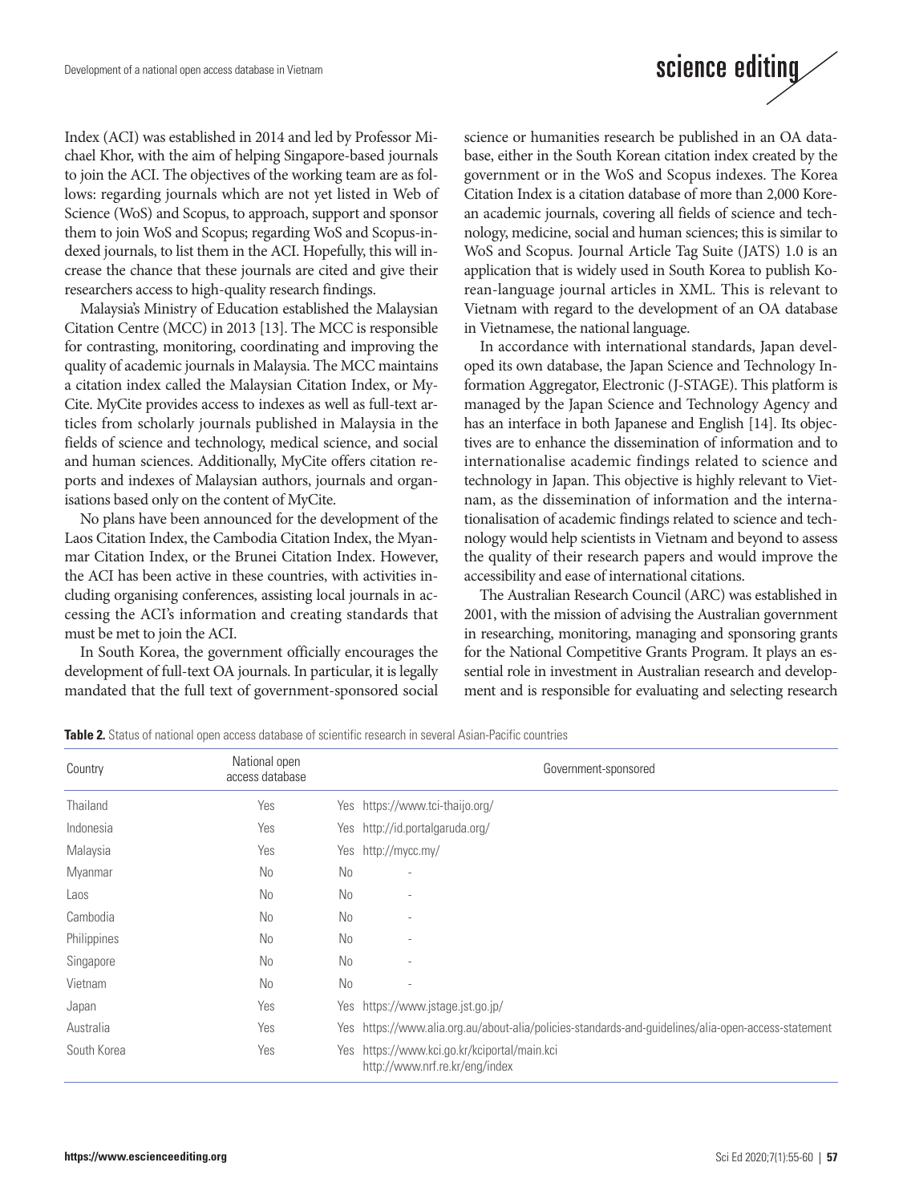Index (ACI) was established in 2014 and led by Professor Michael Khor, with the aim of helping Singapore-based journals to join the ACI. The objectives of the working team are as follows: regarding journals which are not yet listed in Web of Science (WoS) and Scopus, to approach, support and sponsor them to join WoS and Scopus; regarding WoS and Scopus-indexed journals, to list them in the ACI. Hopefully, this will increase the chance that these journals are cited and give their researchers access to high-quality research findings.

Malaysia's Ministry of Education established the Malaysian Citation Centre (MCC) in 2013 [13]. The MCC is responsible for contrasting, monitoring, coordinating and improving the quality of academic journals in Malaysia. The MCC maintains a citation index called the Malaysian Citation Index, or MyCite. MyCite provides access to indexes as well as full-text articles from scholarly journals published in Malaysia in the fields of science and technology, medical science, and social and human sciences. Additionally, MyCite offers citation reports and indexes of Malaysian authors, journals and organisations based only on the content of MyCite.

No plans have been announced for the development of the Laos Citation Index, the Cambodia Citation Index, the Myanmar Citation Index, or the Brunei Citation Index. However, the ACI has been active in these countries, with activities including organising conferences, assisting local journals in accessing the ACI's information and creating standards that must be met to join the ACI.

In South Korea, the government officially encourages the development of full-text OA journals. In particular, it is legally mandated that the full text of government-sponsored social science or humanities research be published in an OA database, either in the South Korean citation index created by the government or in the WoS and Scopus indexes. The Korea Citation Index is a citation database of more than 2,000 Korean academic journals, covering all fields of science and technology, medicine, social and human sciences; this is similar to WoS and Scopus. Journal Article Tag Suite (JATS) 1.0 is an application that is widely used in South Korea to publish Korean-language journal articles in XML. This is relevant to Vietnam with regard to the development of an OA database in Vietnamese, the national language.

In accordance with international standards, Japan developed its own database, the Japan Science and Technology Information Aggregator, Electronic (J-STAGE). This platform is managed by the Japan Science and Technology Agency and has an interface in both Japanese and English [14]. Its objectives are to enhance the dissemination of information and to internationalise academic findings related to science and technology in Japan. This objective is highly relevant to Vietnam, as the dissemination of information and the internationalisation of academic findings related to science and technology would help scientists in Vietnam and beyond to assess the quality of their research papers and would improve the accessibility and ease of international citations.

The Australian Research Council (ARC) was established in 2001, with the mission of advising the Australian government in researching, monitoring, managing and sponsoring grants for the National Competitive Grants Program. It plays an essential role in investment in Australian research and development and is responsible for evaluating and selecting research

**Table 2.** Status of national open access database of scientific research in several Asian-Pacific countries

| Country | National open access database | Government-sponsored | |
|---|---|---|---|
| Thailand | Yes | Yes | https://www.tci-thaijo.org/ |
| Indonesia | Yes | Yes | http://id.portalgaruda.org/ |
| Malaysia | Yes | Yes | http://mycc.my/ |
| Myanmar | No | No | - |
| Laos | No | No | - |
| Cambodia | No | No | - |
| Philippines | No | No | - |
| Singapore | No | No | - |
| Vietnam | No | No | - |
| Japan | Yes | Yes | https://www.jstage.jst.go.jp/ |
| Australia | Yes | Yes | https://www.alia.org.au/about-alia/policies-standards-and-guidelines/alia-open-access-statement |
| South Korea | Yes | Yes | https://www.kci.go.kr/kciportal/main.kci<br>http://www.nrf.re.kr/eng/index |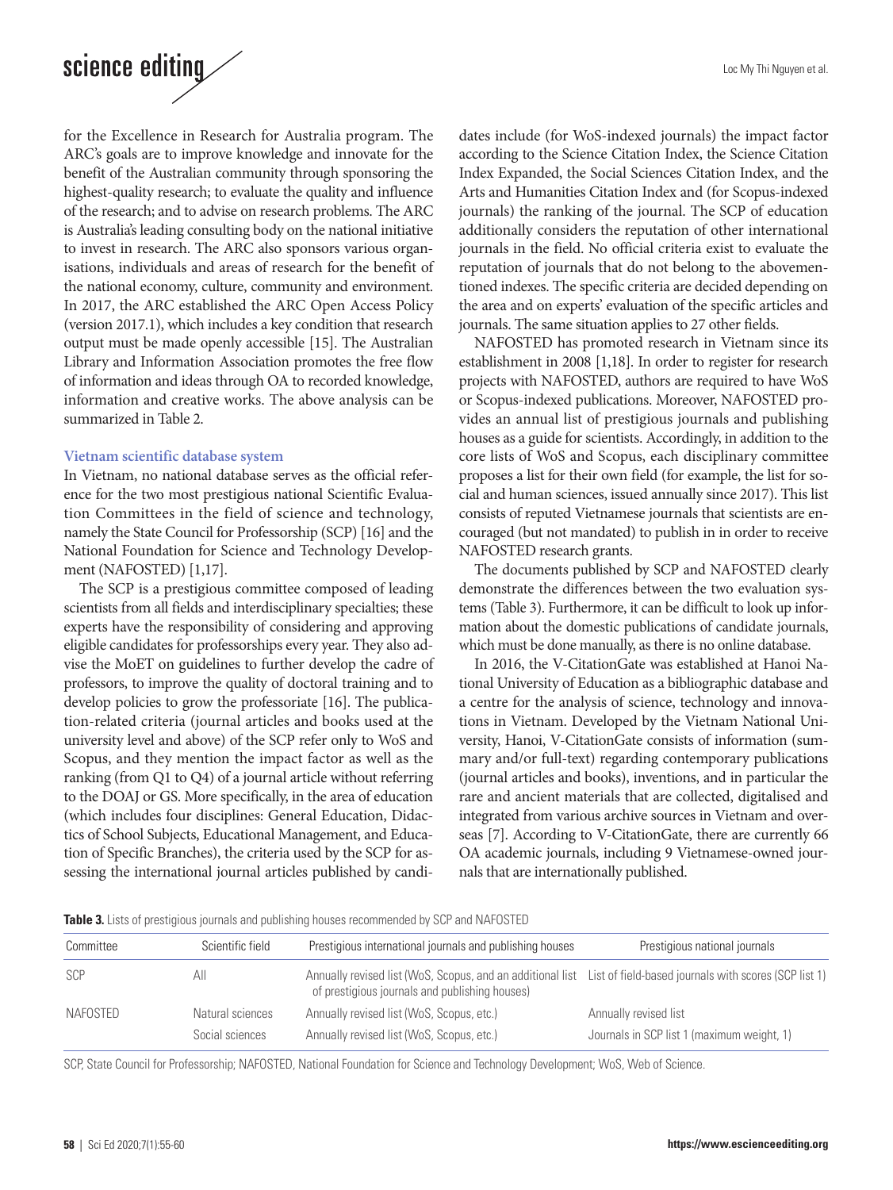for the Excellence in Research for Australia program. The ARC's goals are to improve knowledge and innovate for the benefit of the Australian community through sponsoring the highest-quality research; to evaluate the quality and influence of the research; and to advise on research problems. The ARC is Australia's leading consulting body on the national initiative to invest in research. The ARC also sponsors various organisations, individuals and areas of research for the benefit of the national economy, culture, community and environment. In 2017, the ARC established the ARC Open Access Policy (version 2017.1), which includes a key condition that research output must be made openly accessible [15]. The Australian Library and Information Association promotes the free flow of information and ideas through OA to recorded knowledge, information and creative works. The above analysis can be summarized in Table 2.

### Vietnam scientific database system

In Vietnam, no national database serves as the official reference for the two most prestigious national Scientific Evaluation Committees in the field of science and technology, namely the State Council for Professorship (SCP) [16] and the National Foundation for Science and Technology Development (NAFOSTED) [1,17].

The SCP is a prestigious committee composed of leading scientists from all fields and interdisciplinary specialties; these experts have the responsibility of considering and approving eligible candidates for professorships every year. They also advise the MoET on guidelines to further develop the cadre of professors, to improve the quality of doctoral training and to develop policies to grow the professoriate [16]. The publication-related criteria (journal articles and books used at the university level and above) of the SCP refer only to WoS and Scopus, and they mention the impact factor as well as the ranking (from Q1 to Q4) of a journal article without referring to the DOAJ or GS. More specifically, in the area of education (which includes four disciplines: General Education, Didactics of School Subjects, Educational Management, and Education of Specific Branches), the criteria used by the SCP for assessing the international journal articles published by candidates include (for WoS-indexed journals) the impact factor according to the Science Citation Index, the Science Citation Index Expanded, the Social Sciences Citation Index, and the Arts and Humanities Citation Index and (for Scopus-indexed journals) the ranking of the journal. The SCP of education additionally considers the reputation of other international journals in the field. No official criteria exist to evaluate the reputation of journals that do not belong to the abovementioned indexes. The specific criteria are decided depending on the area and on experts' evaluation of the specific articles and journals. The same situation applies to 27 other fields.

NAFOSTED has promoted research in Vietnam since its establishment in 2008 [1,18]. In order to register for research projects with NAFOSTED, authors are required to have WoS or Scopus-indexed publications. Moreover, NAFOSTED provides an annual list of prestigious journals and publishing houses as a guide for scientists. Accordingly, in addition to the core lists of WoS and Scopus, each disciplinary committee proposes a list for their own field (for example, the list for social and human sciences, issued annually since 2017). This list consists of reputed Vietnamese journals that scientists are encouraged (but not mandated) to publish in in order to receive NAFOSTED research grants.

The documents published by SCP and NAFOSTED clearly demonstrate the differences between the two evaluation systems (Table 3). Furthermore, it can be difficult to look up information about the domestic publications of candidate journals, which must be done manually, as there is no online database.

In 2016, the V-CitationGate was established at Hanoi National University of Education as a bibliographic database and a centre for the analysis of science, technology and innovations in Vietnam. Developed by the Vietnam National University, Hanoi, V-CitationGate consists of information (summary and/or full-text) regarding contemporary publications (journal articles and books), inventions, and in particular the rare and ancient materials that are collected, digitalised and integrated from various archive sources in Vietnam and overseas [7]. According to V-CitationGate, there are currently 66 OA academic journals, including 9 Vietnamese-owned journals that are internationally published.

**Table 3.** Lists of prestigious journals and publishing houses recommended by SCP and NAFOSTED

| Committee | Scientific field | Prestigious international journals and publishing houses | Prestigious national journals |
|---|---|---|---|
| SCP | All | Annually revised list (WoS, Scopus, and an additional list of prestigious journals and publishing houses) | List of field-based journals with scores (SCP list 1) |
| NAFOSTED | Natural sciences | Annually revised list (WoS, Scopus, etc.) | Annually revised list |
| | Social sciences | Annually revised list (WoS, Scopus, etc.) | Journals in SCP list 1 (maximum weight, 1) |

SCP, State Council for Professorship; NAFOSTED, National Foundation for Science and Technology Development; WoS, Web of Science.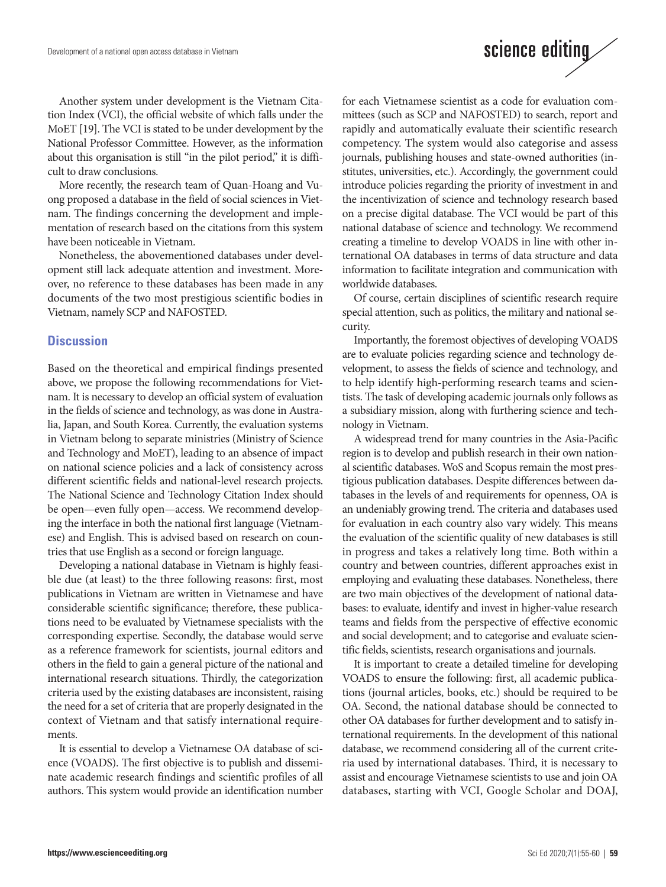Another system under development is the Vietnam Citation Index (VCI), the official website of which falls under the MoET [19]. The VCI is stated to be under development by the National Professor Committee. However, as the information about this organisation is still "in the pilot period," it is difficult to draw conclusions.

More recently, the research team of Quan-Hoang and Vuong proposed a database in the field of social sciences in Vietnam. The findings concerning the development and implementation of research based on the citations from this system have been noticeable in Vietnam.

Nonetheless, the abovementioned databases under development still lack adequate attention and investment. Moreover, no reference to these databases has been made in any documents of the two most prestigious scientific bodies in Vietnam, namely SCP and NAFOSTED.

## Discussion

Based on the theoretical and empirical findings presented above, we propose the following recommendations for Vietnam. It is necessary to develop an official system of evaluation in the fields of science and technology, as was done in Australia, Japan, and South Korea. Currently, the evaluation systems in Vietnam belong to separate ministries (Ministry of Science and Technology and MoET), leading to an absence of impact on national science policies and a lack of consistency across different scientific fields and national-level research projects. The National Science and Technology Citation Index should be open—even fully open—access. We recommend developing the interface in both the national first language (Vietnamese) and English. This is advised based on research on countries that use English as a second or foreign language.

Developing a national database in Vietnam is highly feasible due (at least) to the three following reasons: first, most publications in Vietnam are written in Vietnamese and have considerable scientific significance; therefore, these publications need to be evaluated by Vietnamese specialists with the corresponding expertise. Secondly, the database would serve as a reference framework for scientists, journal editors and others in the field to gain a general picture of the national and international research situations. Thirdly, the categorization criteria used by the existing databases are inconsistent, raising the need for a set of criteria that are properly designated in the context of Vietnam and that satisfy international requirements.

It is essential to develop a Vietnamese OA database of science (VOADS). The first objective is to publish and disseminate academic research findings and scientific profiles of all authors. This system would provide an identification number for each Vietnamese scientist as a code for evaluation committees (such as SCP and NAFOSTED) to search, report and rapidly and automatically evaluate their scientific research competency. The system would also categorise and assess journals, publishing houses and state-owned authorities (institutes, universities, etc.). Accordingly, the government could introduce policies regarding the priority of investment in and the incentivization of science and technology research based on a precise digital database. The VCI would be part of this national database of science and technology. We recommend creating a timeline to develop VOADS in line with other international OA databases in terms of data structure and data information to facilitate integration and communication with worldwide databases.

Of course, certain disciplines of scientific research require special attention, such as politics, the military and national security.

Importantly, the foremost objectives of developing VOADS are to evaluate policies regarding science and technology development, to assess the fields of science and technology, and to help identify high-performing research teams and scientists. The task of developing academic journals only follows as a subsidiary mission, along with furthering science and technology in Vietnam.

A widespread trend for many countries in the Asia-Pacific region is to develop and publish research in their own national scientific databases. WoS and Scopus remain the most prestigious publication databases. Despite differences between databases in the levels of and requirements for openness, OA is an undeniably growing trend. The criteria and databases used for evaluation in each country also vary widely. This means the evaluation of the scientific quality of new databases is still in progress and takes a relatively long time. Both within a country and between countries, different approaches exist in employing and evaluating these databases. Nonetheless, there are two main objectives of the development of national databases: to evaluate, identify and invest in higher-value research teams and fields from the perspective of effective economic and social development; and to categorise and evaluate scientific fields, scientists, research organisations and journals.

It is important to create a detailed timeline for developing VOADS to ensure the following: first, all academic publications (journal articles, books, etc.) should be required to be OA. Second, the national database should be connected to other OA databases for further development and to satisfy international requirements. In the development of this national database, we recommend considering all of the current criteria used by international databases. Third, it is necessary to assist and encourage Vietnamese scientists to use and join OA databases, starting with VCI, Google Scholar and DOAJ,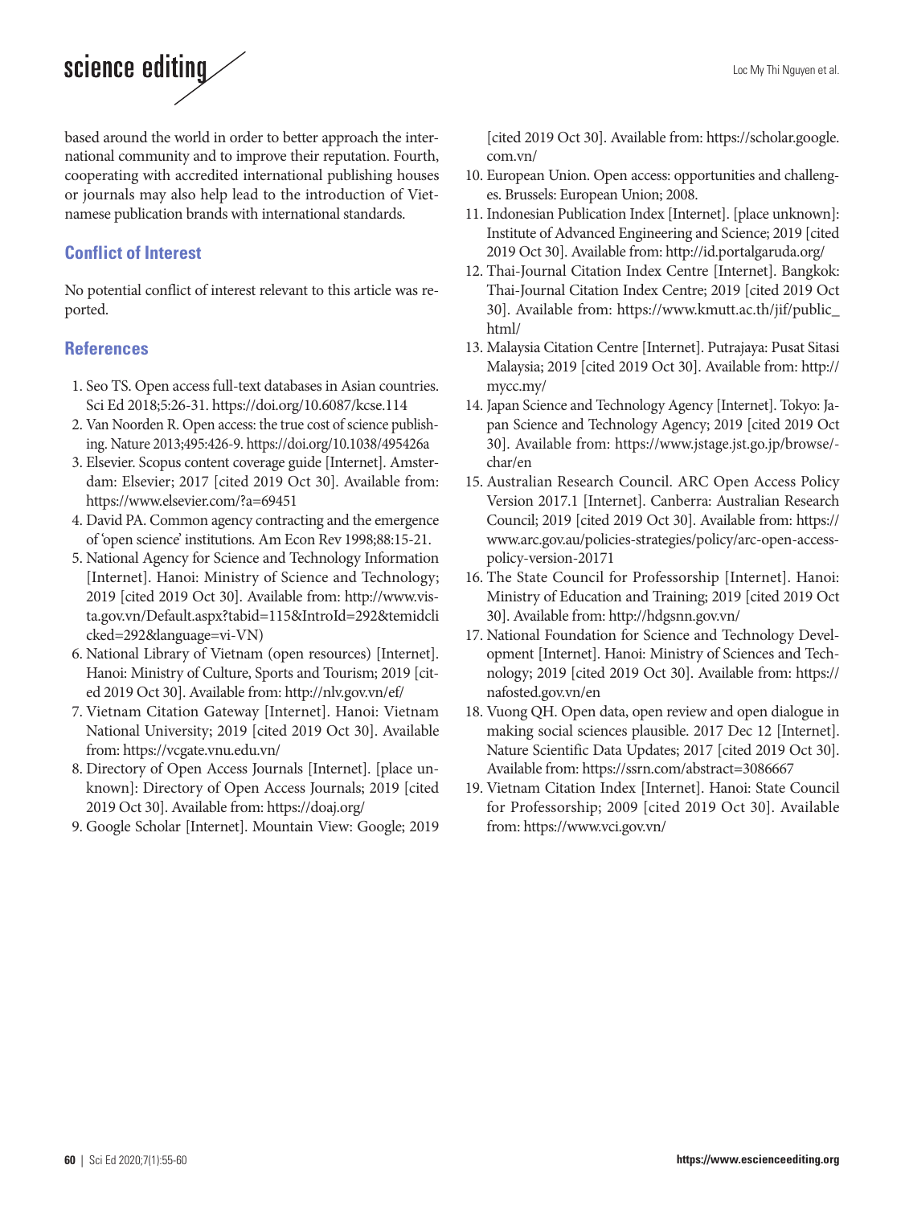based around the world in order to better approach the international community and to improve their reputation. Fourth, cooperating with accredited international publishing houses or journals may also help lead to the introduction of Vietnamese publication brands with international standards.

## Conflict of Interest

No potential conflict of interest relevant to this article was reported.

## References

1. Seo TS. Open access full-text databases in Asian countries. Sci Ed 2018;5:26-31. https://doi.org/10.6087/kcse.114
2. Van Noorden R. Open access: the true cost of science publishing. Nature 2013;495:426-9. https://doi.org/10.1038/495426a
3. Elsevier. Scopus content coverage guide [Internet]. Amsterdam: Elsevier; 2017 [cited 2019 Oct 30]. Available from: https://www.elsevier.com/?a=69451
4. David PA. Common agency contracting and the emergence of 'open science' institutions. Am Econ Rev 1998;88:15-21.
5. National Agency for Science and Technology Information [Internet]. Hanoi: Ministry of Science and Technology; 2019 [cited 2019 Oct 30]. Available from: http://www.vista.gov.vn/Default.aspx?tabid=115&IntroId=292&temidclicked=292&language=vi-VN)
6. National Library of Vietnam (open resources) [Internet]. Hanoi: Ministry of Culture, Sports and Tourism; 2019 [cited 2019 Oct 30]. Available from: http://nlv.gov.vn/ef/
7. Vietnam Citation Gateway [Internet]. Hanoi: Vietnam National University; 2019 [cited 2019 Oct 30]. Available from: https://vcgate.vnu.edu.vn/
8. Directory of Open Access Journals [Internet]. [place unknown]: Directory of Open Access Journals; 2019 [cited 2019 Oct 30]. Available from: https://doaj.org/
9. Google Scholar [Internet]. Mountain View: Google; 2019 [cited 2019 Oct 30]. Available from: https://scholar.google.com.vn/
10. European Union. Open access: opportunities and challenges. Brussels: European Union; 2008.
11. Indonesian Publication Index [Internet]. [place unknown]: Institute of Advanced Engineering and Science; 2019 [cited 2019 Oct 30]. Available from: http://id.portalgaruda.org/
12. Thai-Journal Citation Index Centre [Internet]. Bangkok: Thai-Journal Citation Index Centre; 2019 [cited 2019 Oct 30]. Available from: https://www.kmutt.ac.th/jif/public_html/
13. Malaysia Citation Centre [Internet]. Putrajaya: Pusat Sitasi Malaysia; 2019 [cited 2019 Oct 30]. Available from: http://mycc.my/
14. Japan Science and Technology Agency [Internet]. Tokyo: Japan Science and Technology Agency; 2019 [cited 2019 Oct 30]. Available from: https://www.jstage.jst.go.jp/browse/-char/en
15. Australian Research Council. ARC Open Access Policy Version 2017.1 [Internet]. Canberra: Australian Research Council; 2019 [cited 2019 Oct 30]. Available from: https://www.arc.gov.au/policies-strategies/policy/arc-open-access-policy-version-20171
16. The State Council for Professorship [Internet]. Hanoi: Ministry of Education and Training; 2019 [cited 2019 Oct 30]. Available from: http://hdgsnn.gov.vn/
17. National Foundation for Science and Technology Development [Internet]. Hanoi: Ministry of Sciences and Technology; 2019 [cited 2019 Oct 30]. Available from: https://nafosted.gov.vn/en
18. Vuong QH. Open data, open review and open dialogue in making social sciences plausible. 2017 Dec 12 [Internet]. Nature Scientific Data Updates; 2017 [cited 2019 Oct 30]. Available from: https://ssrn.com/abstract=3086667
19. Vietnam Citation Index [Internet]. Hanoi: State Council for Professorship; 2009 [cited 2019 Oct 30]. Available from: https://www.vci.gov.vn/